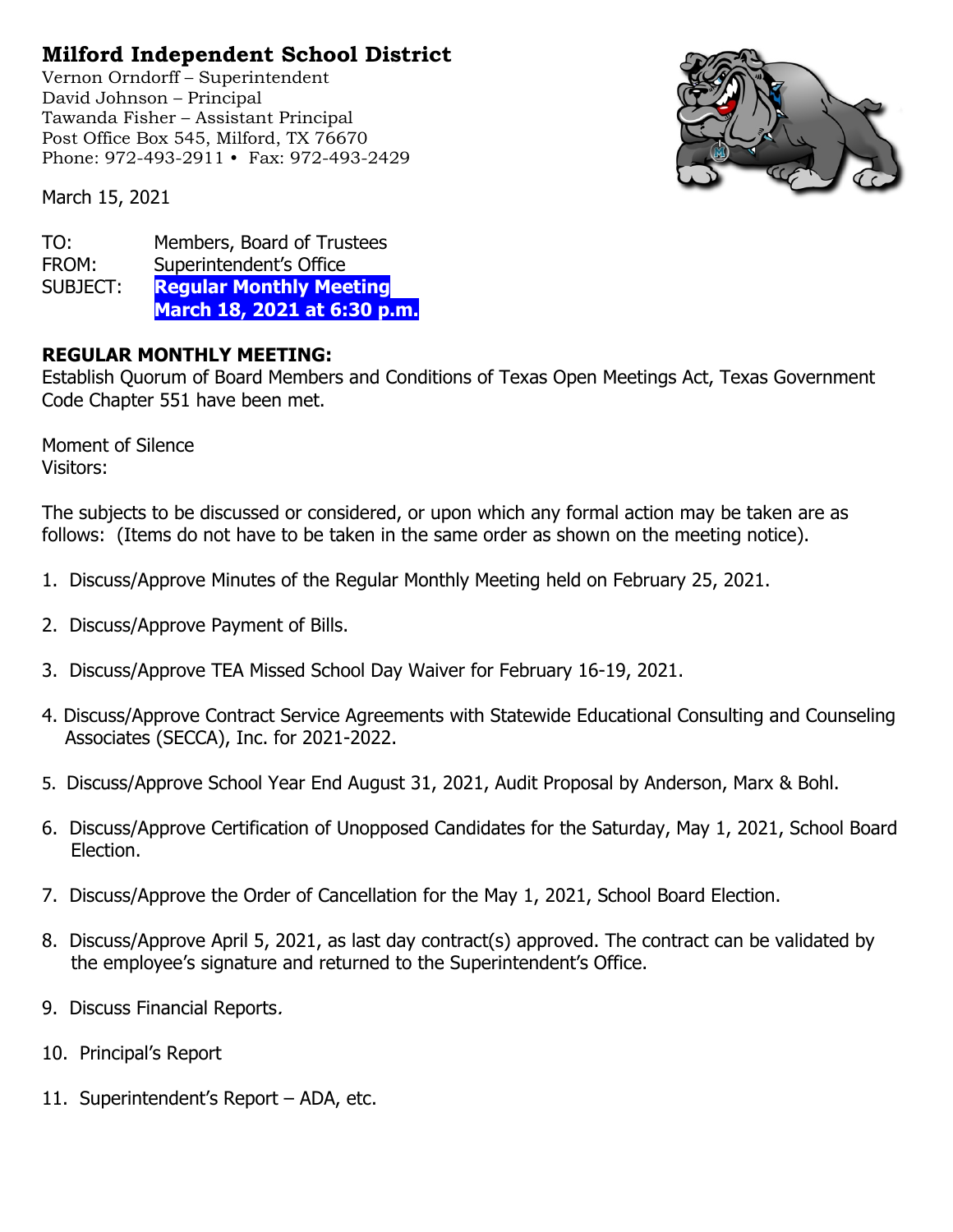# Milford Independent School District

Vernon Orndorff – Superintendent
David Johnson – Principal
Tawanda Fisher – Assistant Principal
Post Office Box 545, Milford, TX 76670
Phone: 972-493-2911 • Fax: 972-493-2429

March 15, 2021

TO: Members, Board of Trustees
FROM: Superintendent's Office
SUBJECT: **Regular Monthly Meeting**
**March 18, 2021 at 6:30 p.m.**

**REGULAR MONTHLY MEETING:**
Establish Quorum of Board Members and Conditions of Texas Open Meetings Act, Texas Government Code Chapter 551 have been met.

Moment of Silence
Visitors:

The subjects to be discussed or considered, or upon which any formal action may be taken are as follows: (Items do not have to be taken in the same order as shown on the meeting notice).

1. Discuss/Approve Minutes of the Regular Monthly Meeting held on February 25, 2021.
2. Discuss/Approve Payment of Bills.
3. Discuss/Approve TEA Missed School Day Waiver for February 16-19, 2021.
4. Discuss/Approve Contract Service Agreements with Statewide Educational Consulting and Counseling Associates (SECCA), Inc. for 2021-2022.
5. Discuss/Approve School Year End August 31, 2021, Audit Proposal by Anderson, Marx & Bohl.
6. Discuss/Approve Certification of Unopposed Candidates for the Saturday, May 1, 2021, School Board Election.
7. Discuss/Approve the Order of Cancellation for the May 1, 2021, School Board Election.
8. Discuss/Approve April 5, 2021, as last day contract(s) approved. The contract can be validated by the employee's signature and returned to the Superintendent's Office.
9. Discuss Financial Reports*.*
10. Principal's Report
11. Superintendent's Report – ADA, etc.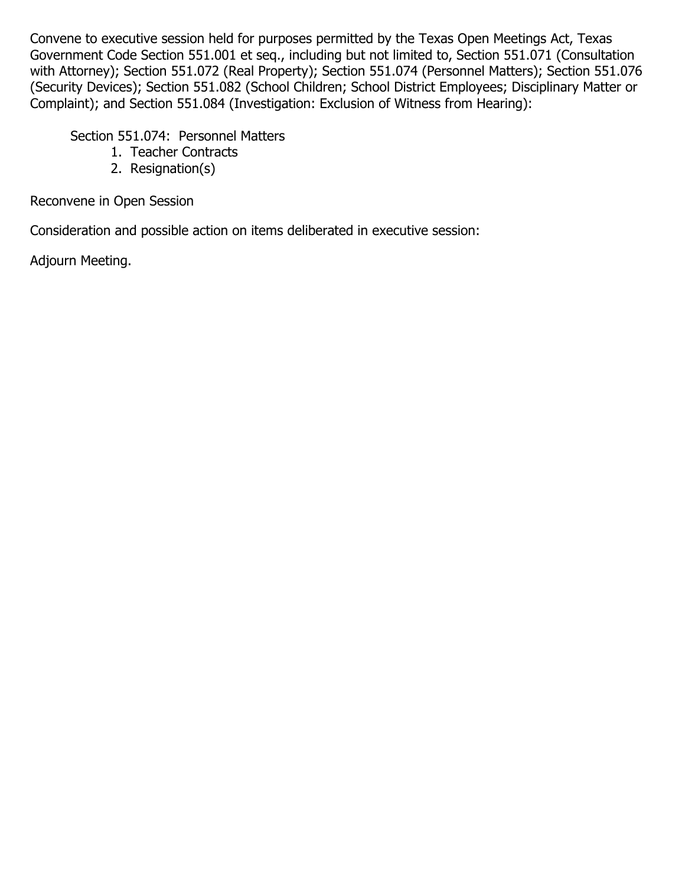Convene to executive session held for purposes permitted by the Texas Open Meetings Act, Texas Government Code Section 551.001 et seq., including but not limited to, Section 551.071 (Consultation with Attorney); Section 551.072 (Real Property); Section 551.074 (Personnel Matters); Section 551.076 (Security Devices); Section 551.082 (School Children; School District Employees; Disciplinary Matter or Complaint); and Section 551.084 (Investigation: Exclusion of Witness from Hearing):

Section 551.074: Personnel Matters

1. Teacher Contracts
2. Resignation(s)

Reconvene in Open Session

Consideration and possible action on items deliberated in executive session:

Adjourn Meeting.